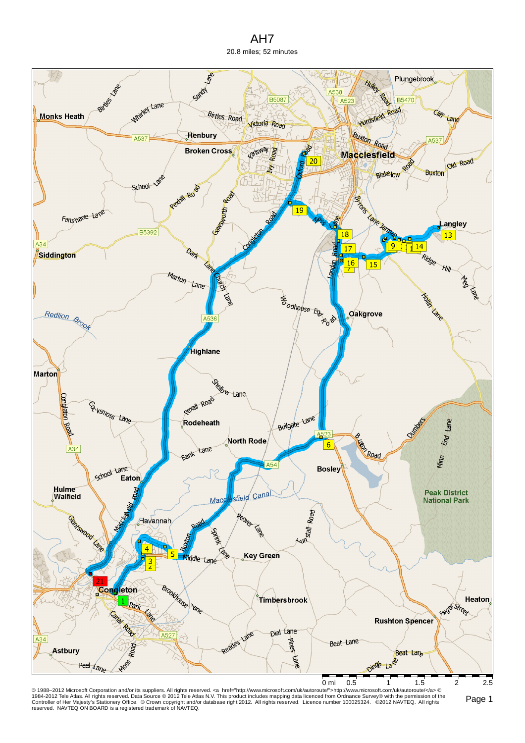# AH7

20.8 miles; 52 minutes

© 1988–2012 Microsoft Corporation and/or its suppliers. All rights reserved. <a href="http://www.microsoft.com/uk/autoroute/">http://www.microsoft.com/uk/autoroute/</a> © 1984-2012 Tele Atlas. All rights reserved. Data Source © 2012 Tele Atlas N.V. This product includes mapping data licenced from Ordnance Survey® with the permission of the Controller of Her Majesty's Stationery Office. © Crown copyright and/or database right 2012. All rights reserved. Licence number 100025324. ©2012 NAVTEQ. All rights reserved. NAVTEQ ON BOARD is a registered trademark of NAVTEQ.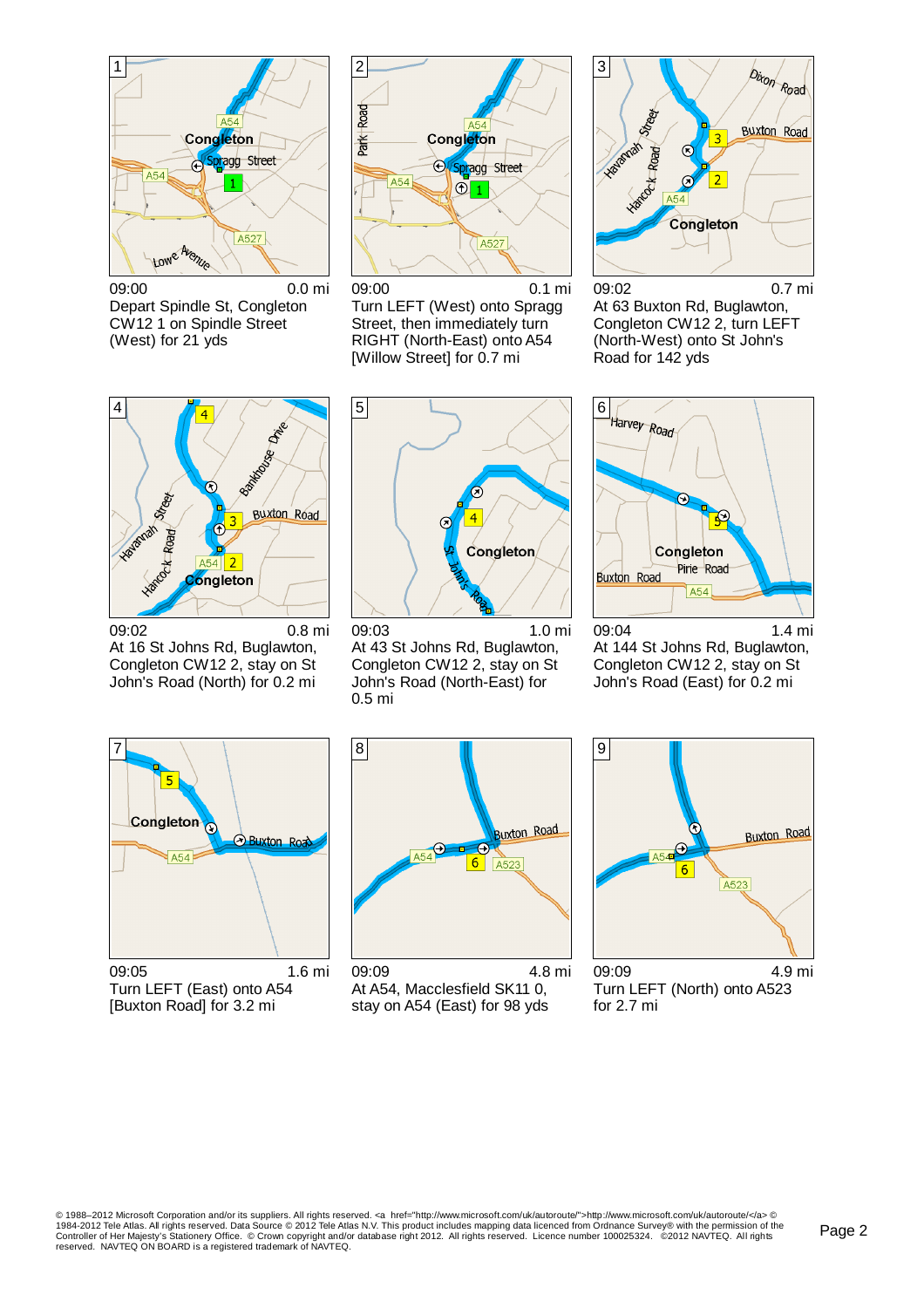**1**

09:00 0.0 mi

Depart Spindle St, Congleton CW12 1 on Spindle Street (West) for 21 yds

**2**

09:00 0.1 mi

Turn LEFT (West) onto Spragg Street, then immediately turn RIGHT (North-East) onto A54 [Willow Street] for 0.7 mi

**3**

09:02 0.7 mi

At 63 Buxton Rd, Buglawton, Congleton CW12 2, turn LEFT (North-West) onto St John's Road for 142 yds

**4**

09:02 0.8 mi

At 16 St Johns Rd, Buglawton, Congleton CW12 2, stay on St John's Road (North) for 0.2 mi

**5**

09:03 1.0 mi

At 43 St Johns Rd, Buglawton, Congleton CW12 2, stay on St John's Road (North-East) for 0.5 mi

**6**

09:04 1.4 mi

At 144 St Johns Rd, Buglawton, Congleton CW12 2, stay on St John's Road (East) for 0.2 mi

**7**

09:05 1.6 mi

Turn LEFT (East) onto A54 [Buxton Road] for 3.2 mi

**8**

09:09 4.8 mi

At A54, Macclesfield SK11 0, stay on A54 (East) for 98 yds

**9**

09:09 4.9 mi

Turn LEFT (North) onto A523 for 2.7 mi

© 1988–2012 Microsoft Corporation and/or its suppliers. All rights reserved. <a href="http://www.microsoft.com/uk/autoroute/">http://www.microsoft.com/uk/autoroute/</a> © 1984-2012 Tele Atlas. All rights reserved. Data Source © 2012 Tele Atlas N.V. This product includes mapping data licenced from Ordnance Survey® with the permission of the Controller of Her Majesty's Stationery Office. © Crown copyright and/or database right 2012. All rights reserved. Licence number 100025324. ©2012 NAVTEQ. All rights reserved. NAVTEQ ON BOARD is a registered trademark of NAVTEQ.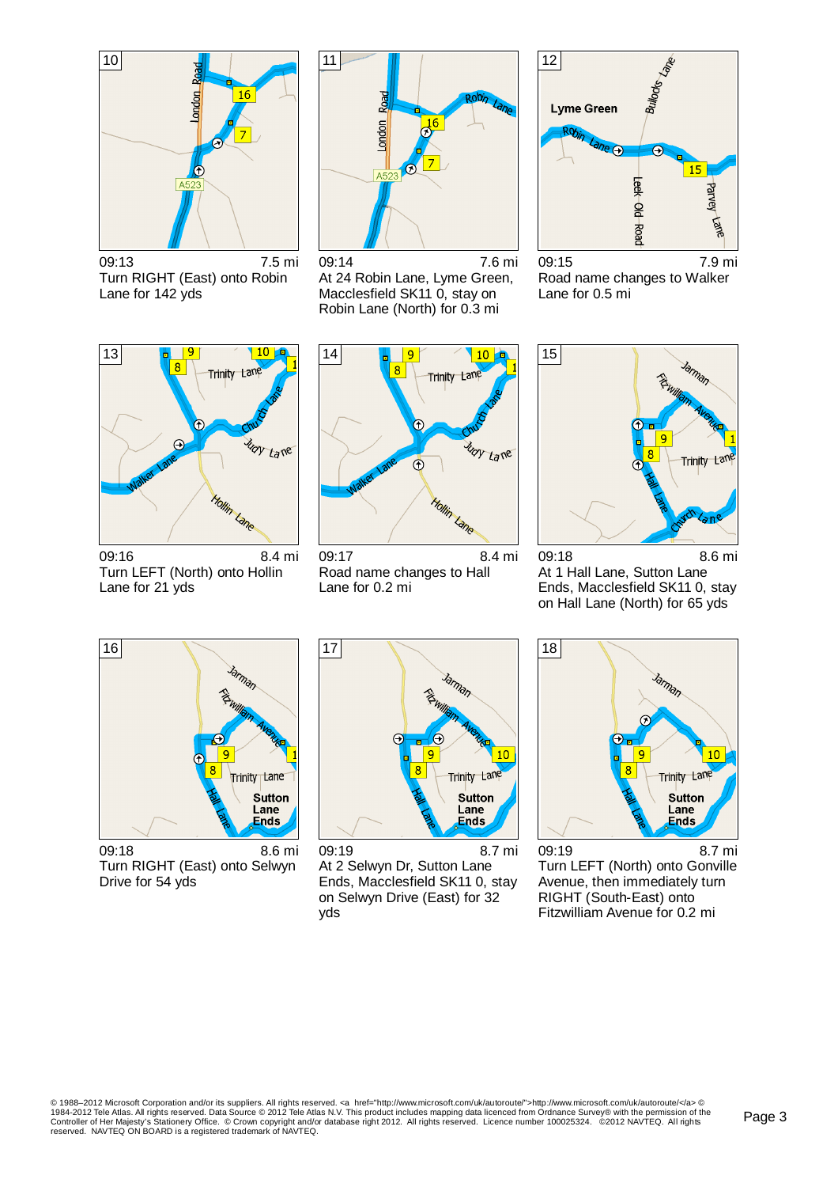**10**

09:13 — 7.5 mi

Turn RIGHT (East) onto Robin Lane for 142 yds

**11**

09:14 — 7.6 mi

At 24 Robin Lane, Lyme Green, Macclesfield SK11 0, stay on Robin Lane (North) for 0.3 mi

**12**

09:15 — 7.9 mi

Road name changes to Walker Lane for 0.5 mi

**13**

09:16 — 8.4 mi

Turn LEFT (North) onto Hollin Lane for 21 yds

**14**

09:17 — 8.4 mi

Road name changes to Hall Lane for 0.2 mi

**15**

09:18 — 8.6 mi

At 1 Hall Lane, Sutton Lane Ends, Macclesfield SK11 0, stay on Hall Lane (North) for 65 yds

**16**

09:18 — 8.6 mi

Turn RIGHT (East) onto Selwyn Drive for 54 yds

**17**

09:19 — 8.7 mi

At 2 Selwyn Dr, Sutton Lane Ends, Macclesfield SK11 0, stay on Selwyn Drive (East) for 32 yds

**18**

09:19 — 8.7 mi

Turn LEFT (North) onto Gonville Avenue, then immediately turn RIGHT (South-East) onto Fitzwilliam Avenue for 0.2 mi

© 1988–2012 Microsoft Corporation and/or its suppliers. All rights reserved. <a href="http://www.microsoft.com/uk/autoroute/">http://www.microsoft.com/uk/autoroute/</a> © 1984-2012 Tele Atlas. All rights reserved. Data Source © 2012 Tele Atlas N.V. This product includes mapping data licenced from Ordnance Survey® with the permission of the Controller of Her Majesty's Stationery Office. © Crown copyright and/or database right 2012. All rights reserved. Licence number 100025324. ©2012 NAVTEQ. All rights reserved. NAVTEQ ON BOARD is a registered trademark of NAVTEQ.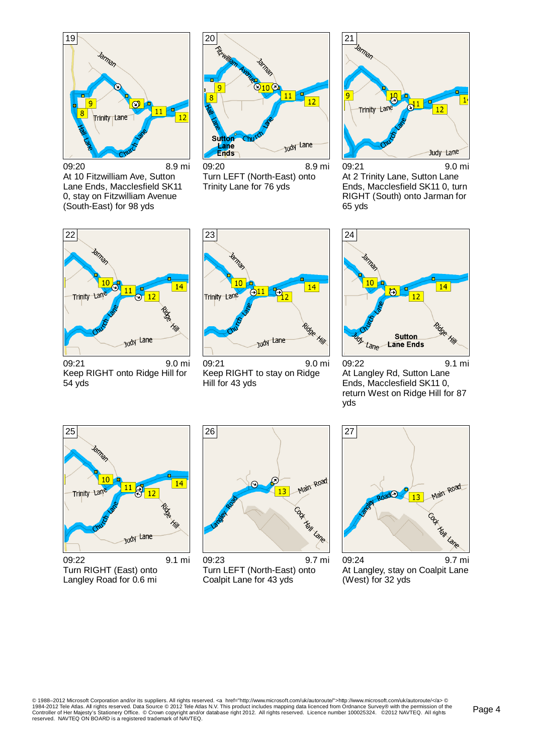**19**

09:20 — 8.9 mi

At 10 Fitzwilliam Ave, Sutton Lane Ends, Macclesfield SK11 0, stay on Fitzwilliam Avenue (South-East) for 98 yds

**20**

09:20 — 8.9 mi

Turn LEFT (North-East) onto Trinity Lane for 76 yds

**21**

09:21 — 9.0 mi

At 2 Trinity Lane, Sutton Lane Ends, Macclesfield SK11 0, turn RIGHT (South) onto Jarman for 65 yds

**22**

09:21 — 9.0 mi

Keep RIGHT onto Ridge Hill for 54 yds

**23**

09:21 — 9.0 mi

Keep RIGHT to stay on Ridge Hill for 43 yds

**24**

09:22 — 9.1 mi

At Langley Rd, Sutton Lane Ends, Macclesfield SK11 0, return West on Ridge Hill for 87 yds

**25**

09:22 — 9.1 mi

Turn RIGHT (East) onto Langley Road for 0.6 mi

**26**

09:23 — 9.7 mi

Turn LEFT (North-East) onto Coalpit Lane for 43 yds

**27**

09:24 — 9.7 mi

At Langley, stay on Coalpit Lane (West) for 32 yds

© 1988–2012 Microsoft Corporation and/or its suppliers. All rights reserved. <a href="http://www.microsoft.com/uk/autoroute/">http://www.microsoft.com/uk/autoroute/</a> © 1984-2012 Tele Atlas. All rights reserved. Data Source © 2012 Tele Atlas N.V. This product includes mapping data licenced from Ordnance Survey® with the permission of the Controller of Her Majesty's Stationery Office. © Crown copyright and/or database right 2012. All rights reserved. Licence number 100025324. ©2012 NAVTEQ. All rights reserved. NAVTEQ ON BOARD is a registered trademark of NAVTEQ.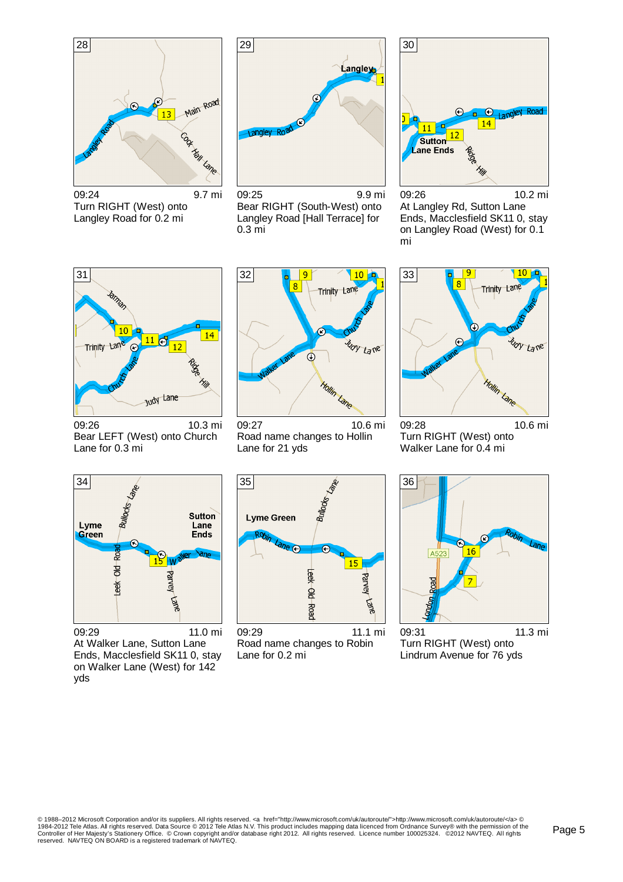**28**

09:24 — 9.7 mi

Turn RIGHT (West) onto Langley Road for 0.2 mi

**29**

09:25 — 9.9 mi

Bear RIGHT (South-West) onto Langley Road [Hall Terrace] for 0.3 mi

**30**

09:26 — 10.2 mi

At Langley Rd, Sutton Lane Ends, Macclesfield SK11 0, stay on Langley Road (West) for 0.1 mi

**31**

09:26 — 10.3 mi

Bear LEFT (West) onto Church Lane for 0.3 mi

**32**

09:27 — 10.6 mi

Road name changes to Hollin Lane for 21 yds

**33**

09:28 — 10.6 mi

Turn RIGHT (West) onto Walker Lane for 0.4 mi

**34**

09:29 — 11.0 mi

At Walker Lane, Sutton Lane Ends, Macclesfield SK11 0, stay on Walker Lane (West) for 142 yds

**35**

09:29 — 11.1 mi

Road name changes to Robin Lane for 0.2 mi

**36**

09:31 — 11.3 mi

Turn RIGHT (West) onto Lindrum Avenue for 76 yds

© 1988–2012 Microsoft Corporation and/or its suppliers. All rights reserved. <a href="http://www.microsoft.com/uk/autoroute/">http://www.microsoft.com/uk/autoroute/</a> © 1984-2012 Tele Atlas. All rights reserved. Data Source © 2012 Tele Atlas N.V. This product includes mapping data licenced from Ordnance Survey® with the permission of the Controller of Her Majesty's Stationery Office. © Crown copyright and/or database right 2012. All rights reserved. Licence number 100025324. ©2012 NAVTEQ. All rights reserved. NAVTEQ ON BOARD is a registered trademark of NAVTEQ.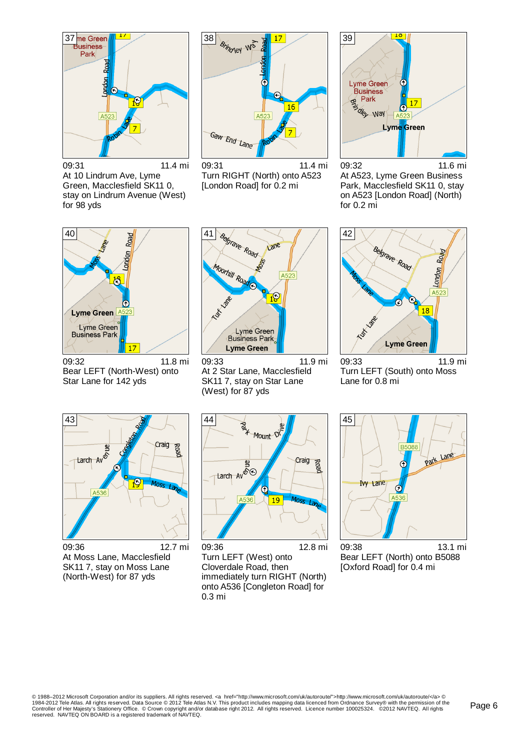**37**

09:31 — 11.4 mi

At 10 Lindrum Ave, Lyme Green, Macclesfield SK11 0, stay on Lindrum Avenue (West) for 98 yds

**38**

09:31 — 11.4 mi

Turn RIGHT (North) onto A523 [London Road] for 0.2 mi

**39**

09:32 — 11.6 mi

At A523, Lyme Green Business Park, Macclesfield SK11 0, stay on A523 [London Road] (North) for 0.2 mi

**40**

09:32 — 11.8 mi

Bear LEFT (North-West) onto Star Lane for 142 yds

**41**

09:33 — 11.9 mi

At 2 Star Lane, Macclesfield SK11 7, stay on Star Lane (West) for 87 yds

**42**

09:33 — 11.9 mi

Turn LEFT (South) onto Moss Lane for 0.8 mi

**43**

09:36 — 12.7 mi

At Moss Lane, Macclesfield SK11 7, stay on Moss Lane (North-West) for 87 yds

**44**

09:36 — 12.8 mi

Turn LEFT (West) onto Cloverdale Road, then immediately turn RIGHT (North) onto A536 [Congleton Road] for 0.3 mi

**45**

09:38 — 13.1 mi

Bear LEFT (North) onto B5088 [Oxford Road] for 0.4 mi

© 1988–2012 Microsoft Corporation and/or its suppliers. All rights reserved. <a href="http://www.microsoft.com/uk/autoroute/">http://www.microsoft.com/uk/autoroute/</a> © 1984-2012 Tele Atlas. All rights reserved. Data Source © 2012 Tele Atlas N.V. This product includes mapping data licenced from Ordnance Survey® with the permission of the Controller of Her Majesty's Stationery Office. © Crown copyright and/or database right 2012. All rights reserved. Licence number 100025324. ©2012 NAVTEQ. All rights reserved. NAVTEQ ON BOARD is a registered trademark of NAVTEQ.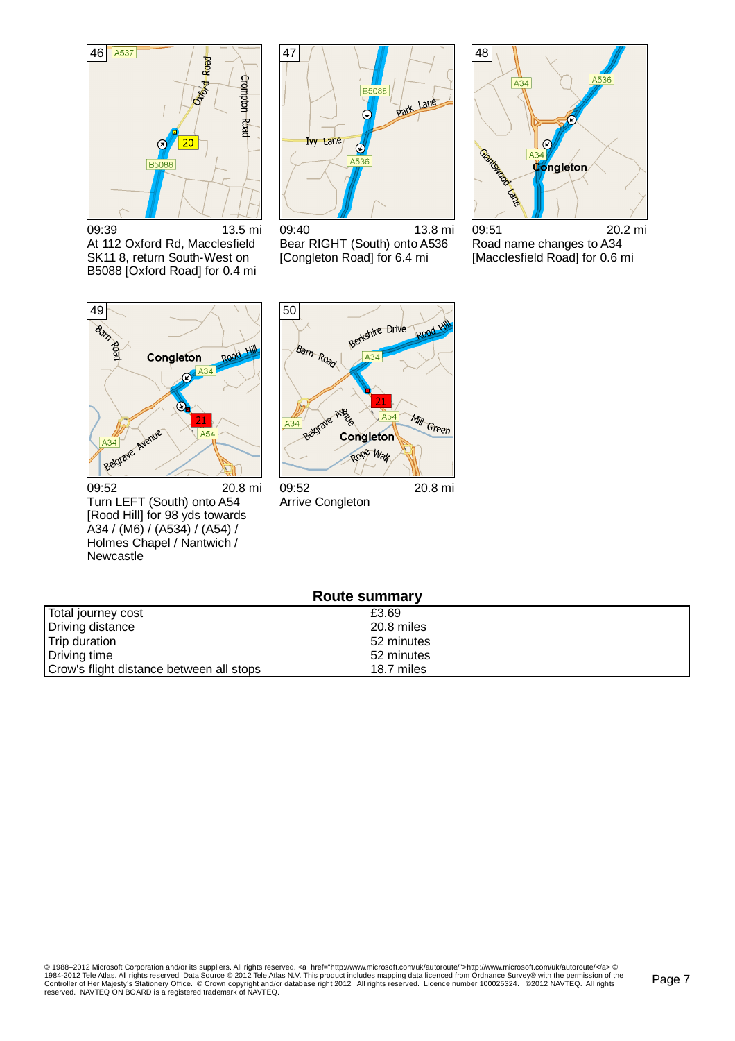46

09:39 13.5 mi

At 112 Oxford Rd, Macclesfield SK11 8, return South-West on B5088 [Oxford Road] for 0.4 mi

47

09:40 13.8 mi

Bear RIGHT (South) onto A536 [Congleton Road] for 6.4 mi

48

09:51 20.2 mi

Road name changes to A34 [Macclesfield Road] for 0.6 mi

49

09:52 20.8 mi

Turn LEFT (South) onto A54 [Rood Hill] for 98 yds towards A34 / (M6) / (A534) / (A54) / Holmes Chapel / Nantwich / Newcastle

50

09:52 20.8 mi

Arrive Congleton

## Route summary

| | |
|---|---|
| Total journey cost | £3.69 |
| Driving distance | 20.8 miles |
| Trip duration | 52 minutes |
| Driving time | 52 minutes |
| Crow's flight distance between all stops | 18.7 miles |

© 1988–2012 Microsoft Corporation and/or its suppliers. All rights reserved. <a href="http://www.microsoft.com/uk/autoroute/">http://www.microsoft.com/uk/autoroute/</a> © 1984-2012 Tele Atlas. All rights reserved. Data Source © 2012 Tele Atlas N.V. This product includes mapping data licenced from Ordnance Survey® with the permission of the Controller of Her Majesty's Stationery Office. © Crown copyright and/or database right 2012. All rights reserved. Licence number 100025324. ©2012 NAVTEQ. All rights reserved. NAVTEQ ON BOARD is a registered trademark of NAVTEQ.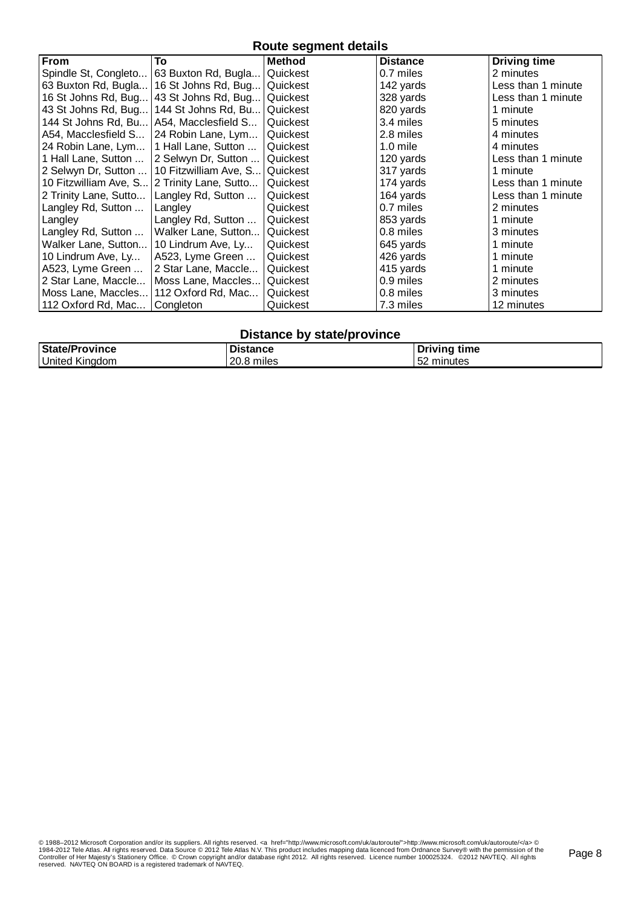## Route segment details

| From | To | Method | Distance | Driving time |
| --- | --- | --- | --- | --- |
| Spindle St, Congleto... | 63 Buxton Rd, Bugla... | Quickest | 0.7 miles | 2 minutes |
| 63 Buxton Rd, Bugla... | 16 St Johns Rd, Bug... | Quickest | 142 yards | Less than 1 minute |
| 16 St Johns Rd, Bug... | 43 St Johns Rd, Bug... | Quickest | 328 yards | Less than 1 minute |
| 43 St Johns Rd, Bug... | 144 St Johns Rd, Bu... | Quickest | 820 yards | 1 minute |
| 144 St Johns Rd, Bu... | A54, Macclesfield S... | Quickest | 3.4 miles | 5 minutes |
| A54, Macclesfield S... | 24 Robin Lane, Lym... | Quickest | 2.8 miles | 4 minutes |
| 24 Robin Lane, Lym... | 1 Hall Lane, Sutton ... | Quickest | 1.0 mile | 4 minutes |
| 1 Hall Lane, Sutton ... | 2 Selwyn Dr, Sutton ... | Quickest | 120 yards | Less than 1 minute |
| 2 Selwyn Dr, Sutton ... | 10 Fitzwilliam Ave, S... | Quickest | 317 yards | 1 minute |
| 10 Fitzwilliam Ave, S... | 2 Trinity Lane, Sutto... | Quickest | 174 yards | Less than 1 minute |
| 2 Trinity Lane, Sutto... | Langley Rd, Sutton ... | Quickest | 164 yards | Less than 1 minute |
| Langley Rd, Sutton ... | Langley | Quickest | 0.7 miles | 2 minutes |
| Langley | Langley Rd, Sutton ... | Quickest | 853 yards | 1 minute |
| Langley Rd, Sutton ... | Walker Lane, Sutton... | Quickest | 0.8 miles | 3 minutes |
| Walker Lane, Sutton... | 10 Lindrum Ave, Ly... | Quickest | 645 yards | 1 minute |
| 10 Lindrum Ave, Ly... | A523, Lyme Green ... | Quickest | 426 yards | 1 minute |
| A523, Lyme Green ... | 2 Star Lane, Maccle... | Quickest | 415 yards | 1 minute |
| 2 Star Lane, Maccle... | Moss Lane, Maccles... | Quickest | 0.9 miles | 2 minutes |
| Moss Lane, Maccles... | 112 Oxford Rd, Mac... | Quickest | 0.8 miles | 3 minutes |
| 112 Oxford Rd, Mac... | Congleton | Quickest | 7.3 miles | 12 minutes |

## Distance by state/province

| State/Province | Distance | Driving time |
| --- | --- | --- |
| United Kingdom | 20.8 miles | 52 minutes |

© 1988–2012 Microsoft Corporation and/or its suppliers. All rights reserved. <a href="http://www.microsoft.com/uk/autoroute/">http://www.microsoft.com/uk/autoroute/</a> © 1984-2012 Tele Atlas. All rights reserved. Data Source © 2012 Tele Atlas N.V. This product includes mapping data licenced from Ordnance Survey® with the permission of the Controller of Her Majesty's Stationery Office. © Crown copyright and/or database right 2012. All rights reserved. Licence number 100025324. ©2012 NAVTEQ. All rights reserved. NAVTEQ ON BOARD is a registered trademark of NAVTEQ.